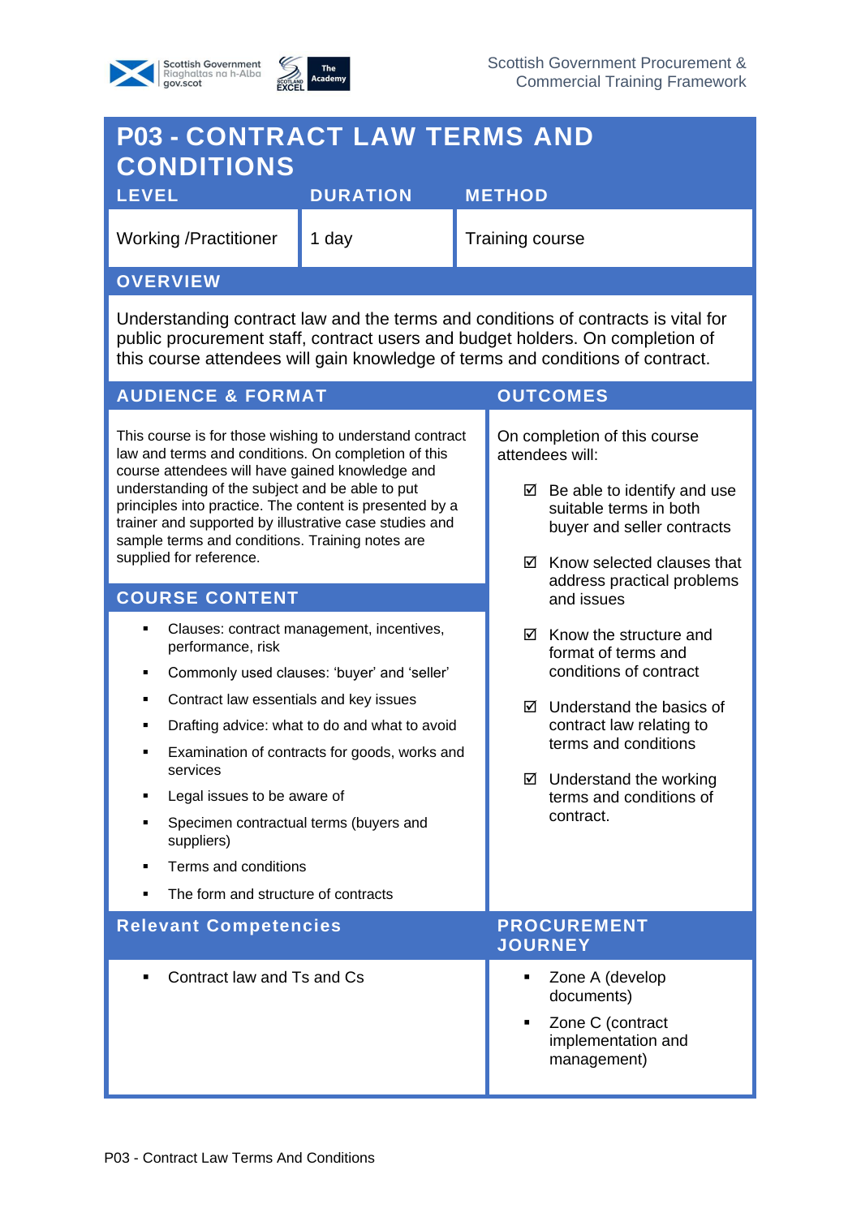# P03 - CONTRACT LAW TERMS AND CONDITIONS

| LEVEL | DURATION | METHOD |
|---|---|---|
| Working /Practitioner | 1 day | Training course |

## OVERVIEW

Understanding contract law and the terms and conditions of contracts is vital for public procurement staff, contract users and budget holders. On completion of this course attendees will gain knowledge of terms and conditions of contract.

## AUDIENCE & FORMAT

This course is for those wishing to understand contract law and terms and conditions. On completion of this course attendees will have gained knowledge and understanding of the subject and be able to put principles into practice. The content is presented by a trainer and supported by illustrative case studies and sample terms and conditions. Training notes are supplied for reference.

## COURSE CONTENT

- Clauses: contract management, incentives, performance, risk
- Commonly used clauses: 'buyer' and 'seller'
- Contract law essentials and key issues
- Drafting advice: what to do and what to avoid
- Examination of contracts for goods, works and services
- Legal issues to be aware of
- Specimen contractual terms (buyers and suppliers)
- Terms and conditions
- The form and structure of contracts

## OUTCOMES

On completion of this course attendees will:

- ☑ Be able to identify and use suitable terms in both buyer and seller contracts
- ☑ Know selected clauses that address practical problems and issues
- ☑ Know the structure and format of terms and conditions of contract
- ☑ Understand the basics of contract law relating to terms and conditions
- ☑ Understand the working terms and conditions of contract.

## Relevant Competencies

- Contract law and Ts and Cs

## PROCUREMENT JOURNEY

- Zone A (develop documents)
- Zone C (contract implementation and management)